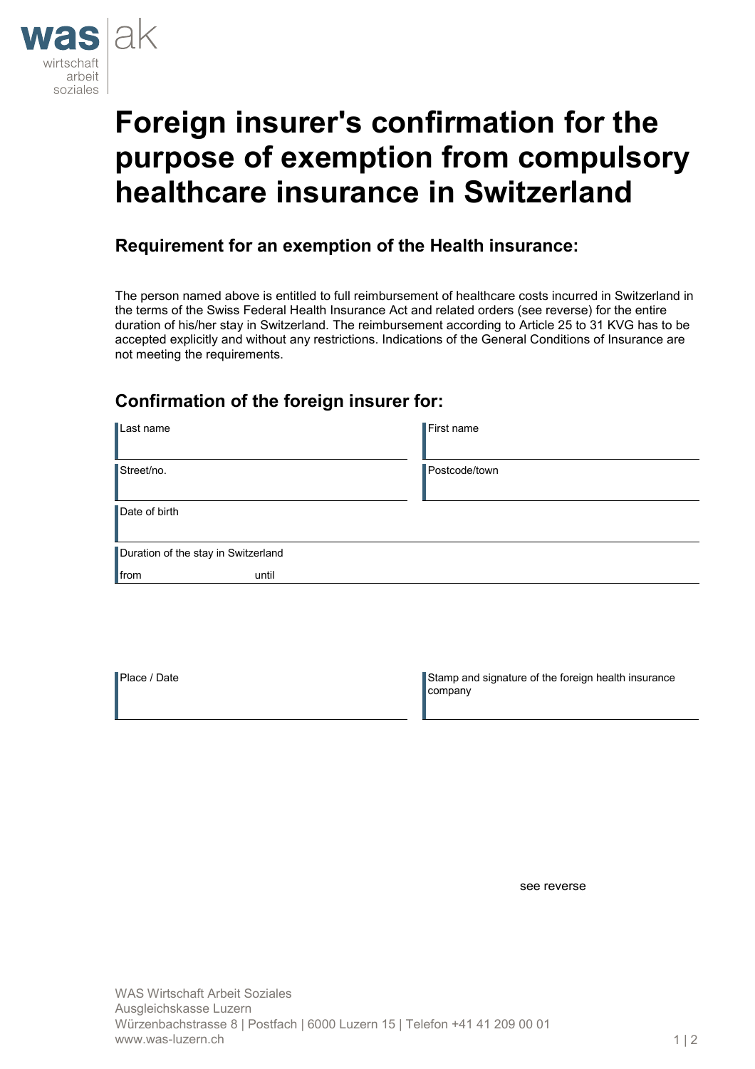# Foreign insurer's confirmation for the purpose of exemption from compulsory healthcare insurance in Switzerland

## Requirement for an exemption of the Health insurance:

The person named above is entitled to full reimbursement of healthcare costs incurred in Switzerland in the terms of the Swiss Federal Health Insurance Act and related orders (see reverse) for the entire duration of his/her stay in Switzerland. The reimbursement according to Article 25 to 31 KVG has to be accepted explicitly and without any restrictions. Indications of the General Conditions of Insurance are not meeting the requirements.

## Confirmation of the foreign insurer for:

| Last name | First name |
| --- | --- |
| Street/no. | Postcode/town |
| Date of birth | |
| Duration of the stay in Switzerland<br>from until | |

| Place / Date | Stamp and signature of the foreign health insurance company |
| --- | --- |
| | |

see reverse

WAS Wirtschaft Arbeit Soziales
Ausgleichskasse Luzern
Würzenbachstrasse 8 | Postfach | 6000 Luzern 15 | Telefon +41 41 209 00 01
www.was-luzern.ch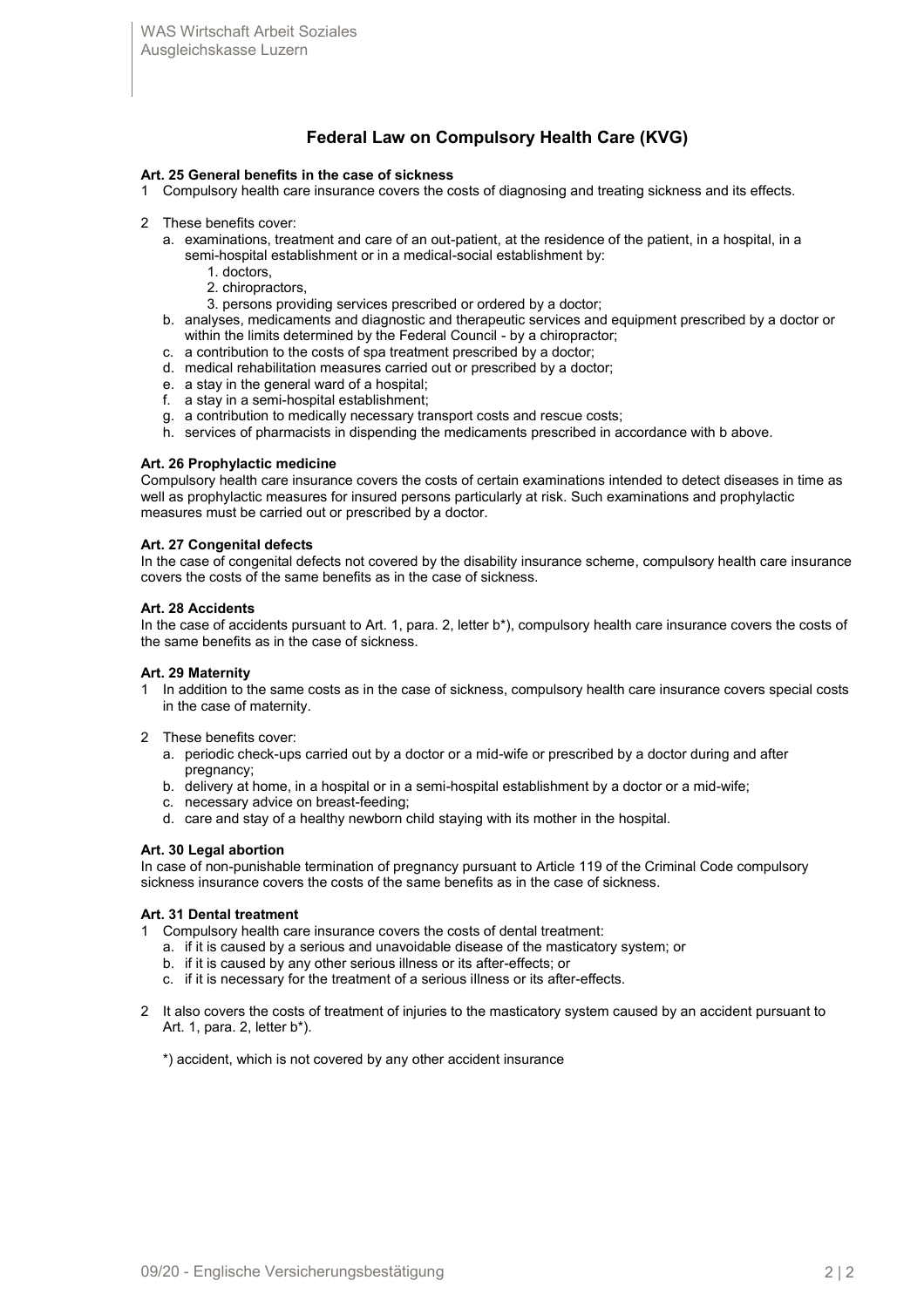# Federal Law on Compulsory Health Care (KVG)

**Art. 25 General benefits in the case of sickness**

1 Compulsory health care insurance covers the costs of diagnosing and treating sickness and its effects.

2 These benefits cover:

a. examinations, treatment and care of an out-patient, at the residence of the patient, in a hospital, in a semi-hospital establishment or in a medical-social establishment by:
   1. doctors,
   2. chiropractors,
   3. persons providing services prescribed or ordered by a doctor;

b. analyses, medicaments and diagnostic and therapeutic services and equipment prescribed by a doctor or within the limits determined by the Federal Council - by a chiropractor;

c. a contribution to the costs of spa treatment prescribed by a doctor;

d. medical rehabilitation measures carried out or prescribed by a doctor;

e. a stay in the general ward of a hospital;

f. a stay in a semi-hospital establishment;

g. a contribution to medically necessary transport costs and rescue costs;

h. services of pharmacists in dispending the medicaments prescribed in accordance with b above.

**Art. 26 Prophylactic medicine**

Compulsory health care insurance covers the costs of certain examinations intended to detect diseases in time as well as prophylactic measures for insured persons particularly at risk. Such examinations and prophylactic measures must be carried out or prescribed by a doctor.

**Art. 27 Congenital defects**

In the case of congenital defects not covered by the disability insurance scheme, compulsory health care insurance covers the costs of the same benefits as in the case of sickness.

**Art. 28 Accidents**

In the case of accidents pursuant to Art. 1, para. 2, letter b*), compulsory health care insurance covers the costs of the same benefits as in the case of sickness.

**Art. 29 Maternity**

1 In addition to the same costs as in the case of sickness, compulsory health care insurance covers special costs in the case of maternity.

2 These benefits cover:

a. periodic check-ups carried out by a doctor or a mid-wife or prescribed by a doctor during and after pregnancy;

b. delivery at home, in a hospital or in a semi-hospital establishment by a doctor or a mid-wife;

c. necessary advice on breast-feeding;

d. care and stay of a healthy newborn child staying with its mother in the hospital.

**Art. 30 Legal abortion**

In case of non-punishable termination of pregnancy pursuant to Article 119 of the Criminal Code compulsory sickness insurance covers the costs of the same benefits as in the case of sickness.

**Art. 31 Dental treatment**

1 Compulsory health care insurance covers the costs of dental treatment:

a. if it is caused by a serious and unavoidable disease of the masticatory system; or

b. if it is caused by any other serious illness or its after-effects; or

c. if it is necessary for the treatment of a serious illness or its after-effects.

2 It also covers the costs of treatment of injuries to the masticatory system caused by an accident pursuant to Art. 1, para. 2, letter b*).

*) accident, which is not covered by any other accident insurance